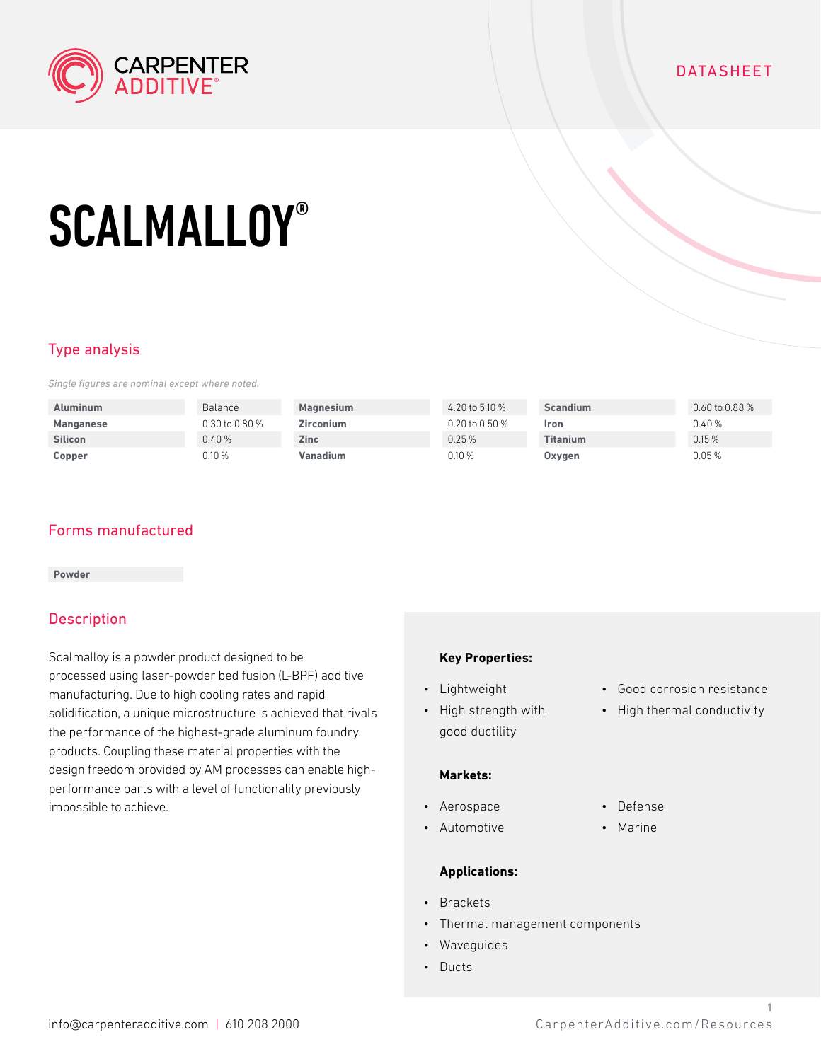DATASHEET

# SCALMALLOY®

## Type analysis

*Single figures are nominal except where noted.*

| | | | | | |
|---|---|---|---|---|---|
| **Aluminum** | Balance | **Magnesium** | 4.20 to 5.10 % | **Scandium** | 0.60 to 0.88 % |
| **Manganese** | 0.30 to 0.80 % | **Zirconium** | 0.20 to 0.50 % | **Iron** | 0.40 % |
| **Silicon** | 0.40 % | **Zinc** | 0.25 % | **Titanium** | 0.15 % |
| **Copper** | 0.10 % | **Vanadium** | 0.10 % | **Oxygen** | 0.05 % |

## Forms manufactured

**Powder**

## Description

Scalmalloy is a powder product designed to be processed using laser-powder bed fusion (L-BPF) additive manufacturing. Due to high cooling rates and rapid solidification, a unique microstructure is achieved that rivals the performance of the highest-grade aluminum foundry products. Coupling these material properties with the design freedom provided by AM processes can enable high-performance parts with a level of functionality previously impossible to achieve.

**Key Properties:**

- Lightweight
- High strength with good ductility
- Good corrosion resistance
- High thermal conductivity

**Markets:**

- Aerospace
- Automotive
- Defense
- Marine

**Applications:**

- Brackets
- Thermal management components
- Waveguides
- Ducts

info@carpenteradditive.com | 610 208 2000

CarpenterAdditive.com/Resources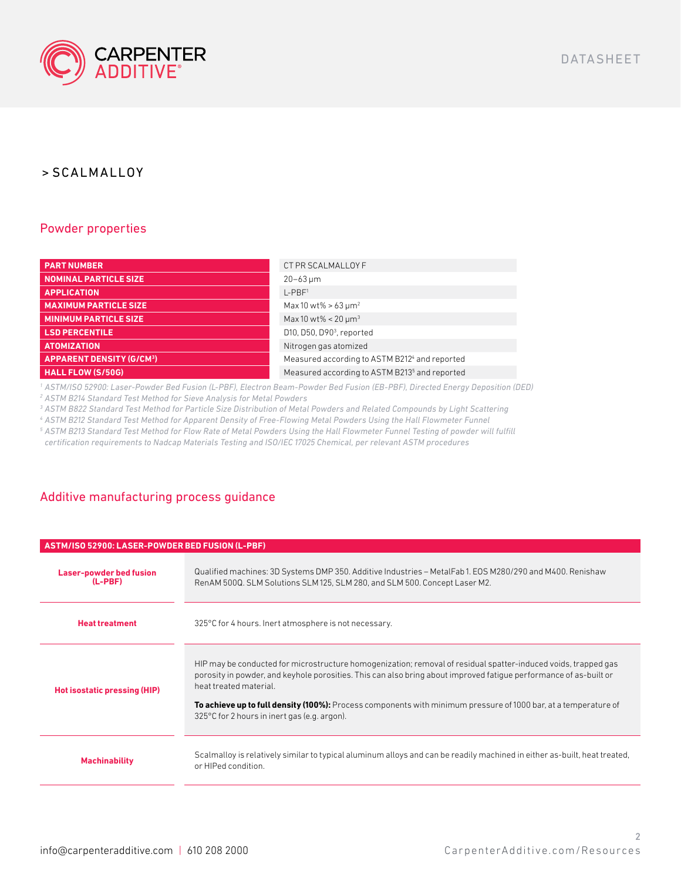> SCALMALLOY

## Powder properties

| | |
|---|---|
| **PART NUMBER** | CT PR SCALMALLOY F |
| **NOMINAL PARTICLE SIZE** | 20–63 µm |
| **APPLICATION** | L-PBF[1] |
| **MAXIMUM PARTICLE SIZE** | Max 10 wt% > 63 µm[2] |
| **MINIMUM PARTICLE SIZE** | Max 10 wt% < 20 µm[3] |
| **LSD PERCENTILE** | D10, D50, D90[3], reported |
| **ATOMIZATION** | Nitrogen gas atomized |
| **APPARENT DENSITY (G/CM³)** | Measured according to ASTM B212[4] and reported |
| **HALL FLOW (S/50G)** | Measured according to ASTM B213[5] and reported |

*[1] ASTM/ISO 52900: Laser-Powder Bed Fusion (L-PBF), Electron Beam-Powder Bed Fusion (EB-PBF), Directed Energy Deposition (DED)*
*[2] ASTM B214 Standard Test Method for Sieve Analysis for Metal Powders*
*[3] ASTM B822 Standard Test Method for Particle Size Distribution of Metal Powders and Related Compounds by Light Scattering*
*[4] ASTM B212 Standard Test Method for Apparent Density of Free-Flowing Metal Powders Using the Hall Flowmeter Funnel*
*[5] ASTM B213 Standard Test Method for Flow Rate of Metal Powders Using the Hall Flowmeter Funnel Testing of powder will fulfill certification requirements to Nadcap Materials Testing and ISO/IEC 17025 Chemical, per relevant ASTM procedures*

## Additive manufacturing process guidance

| ASTM/ISO 52900: LASER-POWDER BED FUSION (L-PBF) | |
|---|---|
| **Laser-powder bed fusion (L-PBF)** | Qualified machines: 3D Systems DMP 350. Additive Industries – MetalFab 1. EOS M280/290 and M400. Renishaw RenAM 500Q. SLM Solutions SLM 125, SLM 280, and SLM 500. Concept Laser M2. |
| **Heat treatment** | 325°C for 4 hours. Inert atmosphere is not necessary. |
| **Hot isostatic pressing (HIP)** | HIP may be conducted for microstructure homogenization; removal of residual spatter-induced voids, trapped gas porosity in powder, and keyhole porosities. This can also bring about improved fatigue performance of as-built or heat treated material.<br><br>**To achieve up to full density (100%):** Process components with minimum pressure of 1000 bar, at a temperature of 325°C for 2 hours in inert gas (e.g. argon). |
| **Machinability** | Scalmalloy is relatively similar to typical aluminum alloys and can be readily machined in either as-built, heat treated, or HIPed condition. |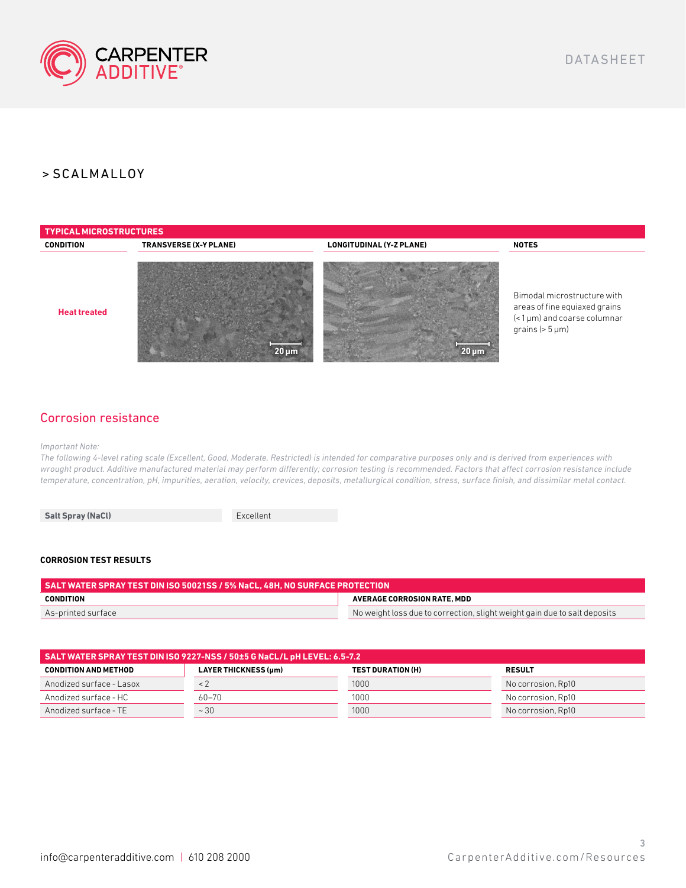> SCALMALLOY

| TYPICAL MICROSTRUCTURES | | | |
|---|---|---|---|
| **CONDITION** | **TRANSVERSE (X-Y PLANE)** | **LONGITUDINAL (Y-Z PLANE)** | **NOTES** |
| **Heat treated** | 20 µm | 20 µm | Bimodal microstructure with areas of fine equiaxed grains (< 1 µm) and coarse columnar grains (> 5 µm) |

## Corrosion resistance

*Important Note:*
*The following 4-level rating scale (Excellent, Good, Moderate, Restricted) is intended for comparative purposes only and is derived from experiences with wrought product. Additive manufactured material may perform differently; corrosion testing is recommended. Factors that affect corrosion resistance include temperature, concentration, pH, impurities, aeration, velocity, crevices, deposits, metallurgical condition, stress, surface finish, and dissimilar metal contact.*

| | |
|---|---|
| **Salt Spray (NaCl)** | Excellent |

**CORROSION TEST RESULTS**

| SALT WATER SPRAY TEST DIN ISO 50021SS / 5% NaCL, 48H, NO SURFACE PROTECTION | |
|---|---|
| **CONDITION** | **AVERAGE CORROSION RATE, MDD** |
| As-printed surface | No weight loss due to correction, slight weight gain due to salt deposits |

| SALT WATER SPRAY TEST DIN ISO 9227-NSS / 50±5 G NaCL/L pH LEVEL: 6.5-7.2 | | | |
|---|---|---|---|
| **CONDITION AND METHOD** | **LAYER THICKNESS (µm)** | **TEST DURATION (H)** | **RESULT** |
| Anodized surface - Lasox | < 2 | 1000 | No corrosion, Rp10 |
| Anodized surface - HC | 60–70 | 1000 | No corrosion, Rp10 |
| Anodized surface - TE | ~ 30 | 1000 | No corrosion, Rp10 |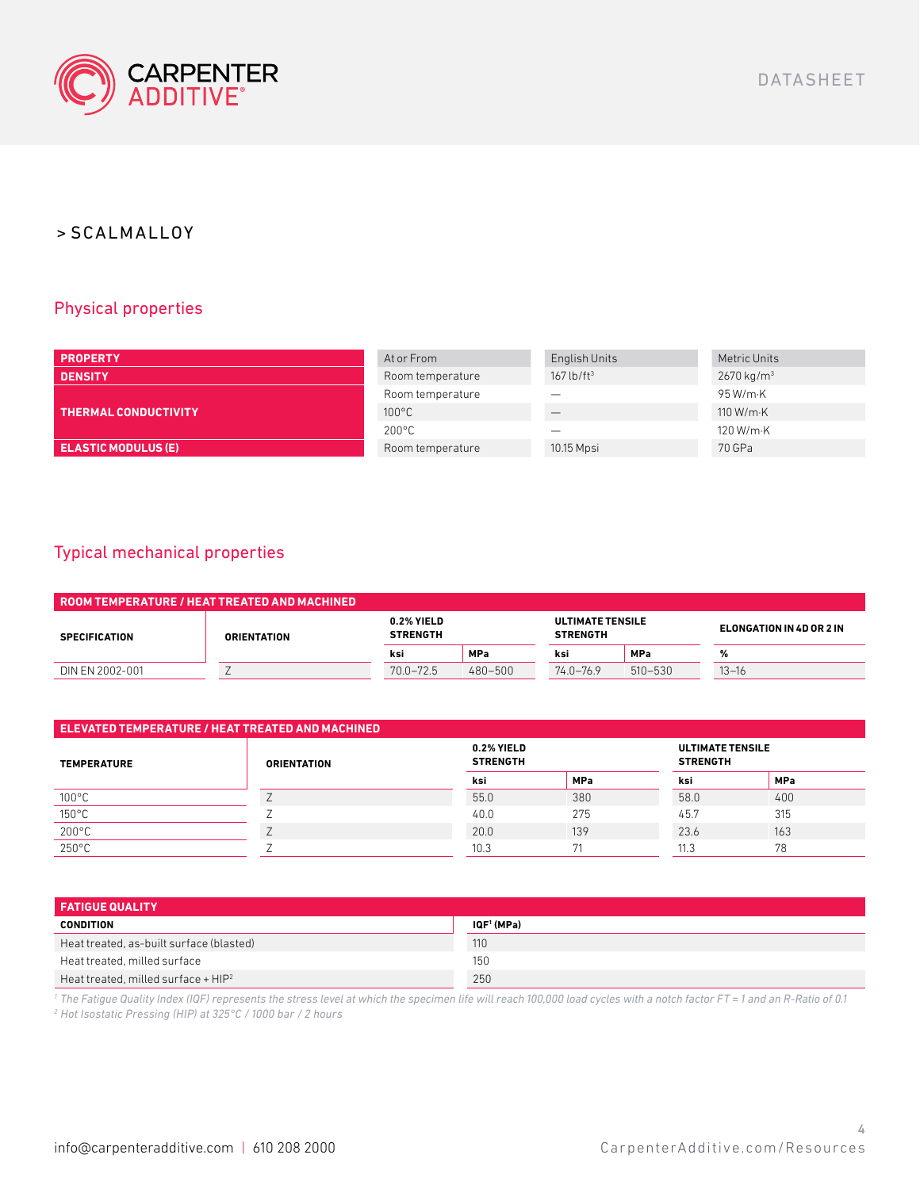> SCALMALLOY

## Physical properties

| PROPERTY | At or From | English Units | Metric Units |
|---|---|---|---|
| DENSITY | Room temperature | 167 lb/ft$^3$ | 2670 kg/m$^3$ |
| THERMAL CONDUCTIVITY | Room temperature | — | 95 W/m·K |
| | 100°C | — | 110 W/m·K |
| | 200°C | — | 120 W/m·K |
| ELASTIC MODULUS (E) | Room temperature | 10.15 Mpsi | 70 GPa |

## Typical mechanical properties

**ROOM TEMPERATURE / HEAT TREATED AND MACHINED**

| SPECIFICATION | ORIENTATION | 0.2% YIELD STRENGTH | | ULTIMATE TENSILE STRENGTH | | ELONGATION IN 4D OR 2 IN |
|---|---|---|---|---|---|---|
| | | ksi | MPa | ksi | MPa | % |
| DIN EN 2002-001 | Z | 70.0–72.5 | 480–500 | 74.0–76.9 | 510–530 | 13–16 |

**ELEVATED TEMPERATURE / HEAT TREATED AND MACHINED**

| TEMPERATURE | ORIENTATION | 0.2% YIELD STRENGTH | | ULTIMATE TENSILE STRENGTH | |
|---|---|---|---|---|---|
| | | ksi | MPa | ksi | MPa |
| 100°C | Z | 55.0 | 380 | 58.0 | 400 |
| 150°C | Z | 40.0 | 275 | 45.7 | 315 |
| 200°C | Z | 20.0 | 139 | 23.6 | 163 |
| 250°C | Z | 10.3 | 71 | 11.3 | 78 |

**FATIGUE QUALITY**

| CONDITION | IQF[1] (MPa) |
|---|---|
| Heat treated, as-built surface (blasted) | 110 |
| Heat treated, milled surface | 150 |
| Heat treated, milled surface + HIP[2] | 250 |

*[1] The Fatigue Quality Index (IQF) represents the stress level at which the specimen life will reach 100,000 load cycles with a notch factor FT = 1 and an R-Ratio of 0.1*

*[2] Hot Isostatic Pressing (HIP) at 325°C / 1000 bar / 2 hours*

info@carpenteradditive.com | 610 208 2000

CarpenterAdditive.com/Resources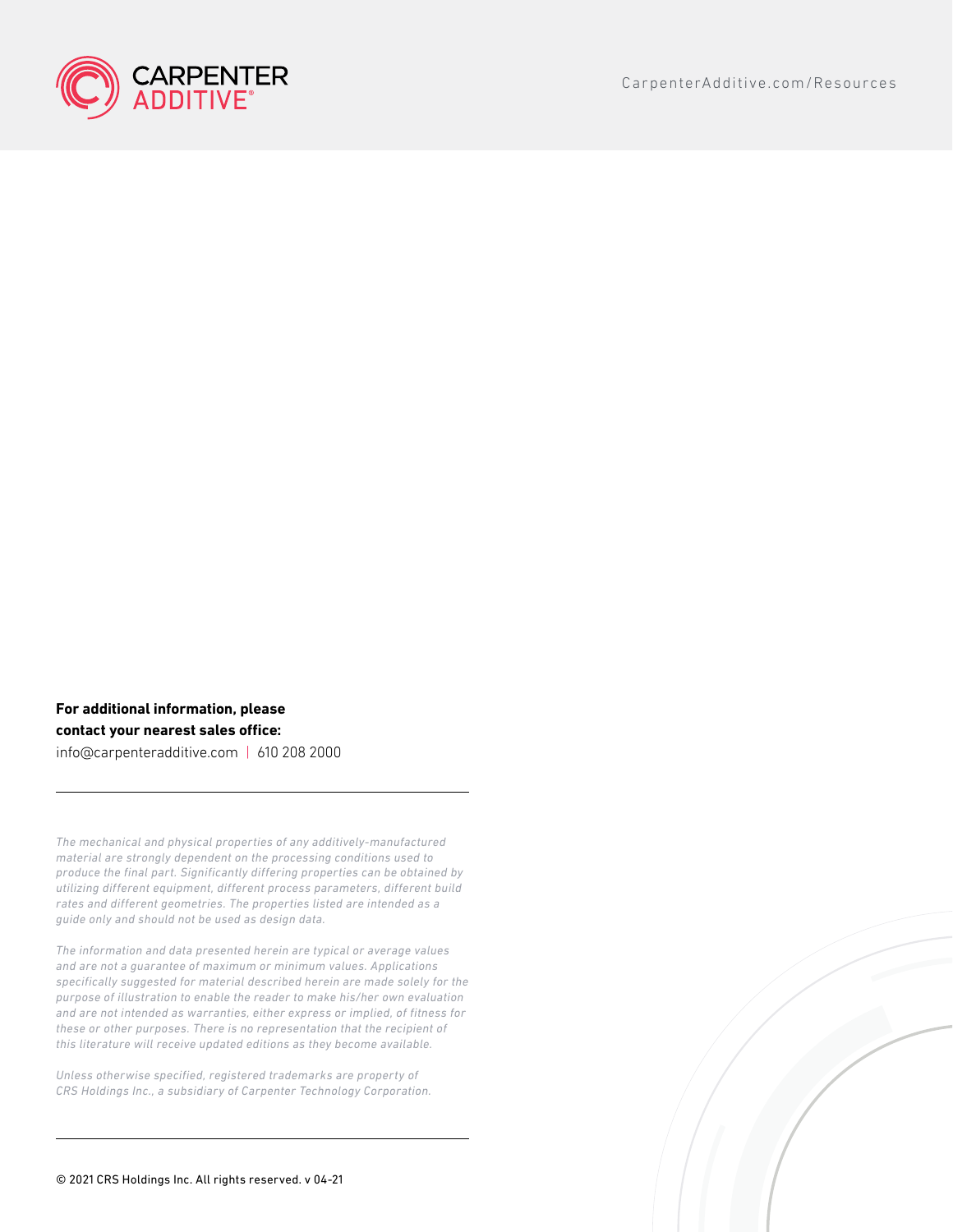**For additional information, please contact your nearest sales office:**

info@carpenteradditive.com | 610 208 2000

---

*The mechanical and physical properties of any additively-manufactured material are strongly dependent on the processing conditions used to produce the final part. Significantly differing properties can be obtained by utilizing different equipment, different process parameters, different build rates and different geometries. The properties listed are intended as a guide only and should not be used as design data.*

*The information and data presented herein are typical or average values and are not a guarantee of maximum or minimum values. Applications specifically suggested for material described herein are made solely for the purpose of illustration to enable the reader to make his/her own evaluation and are not intended as warranties, either express or implied, of fitness for these or other purposes. There is no representation that the recipient of this literature will receive updated editions as they become available.*

*Unless otherwise specified, registered trademarks are property of CRS Holdings Inc., a subsidiary of Carpenter Technology Corporation.*

---

© 2021 CRS Holdings Inc. All rights reserved. v 04-21